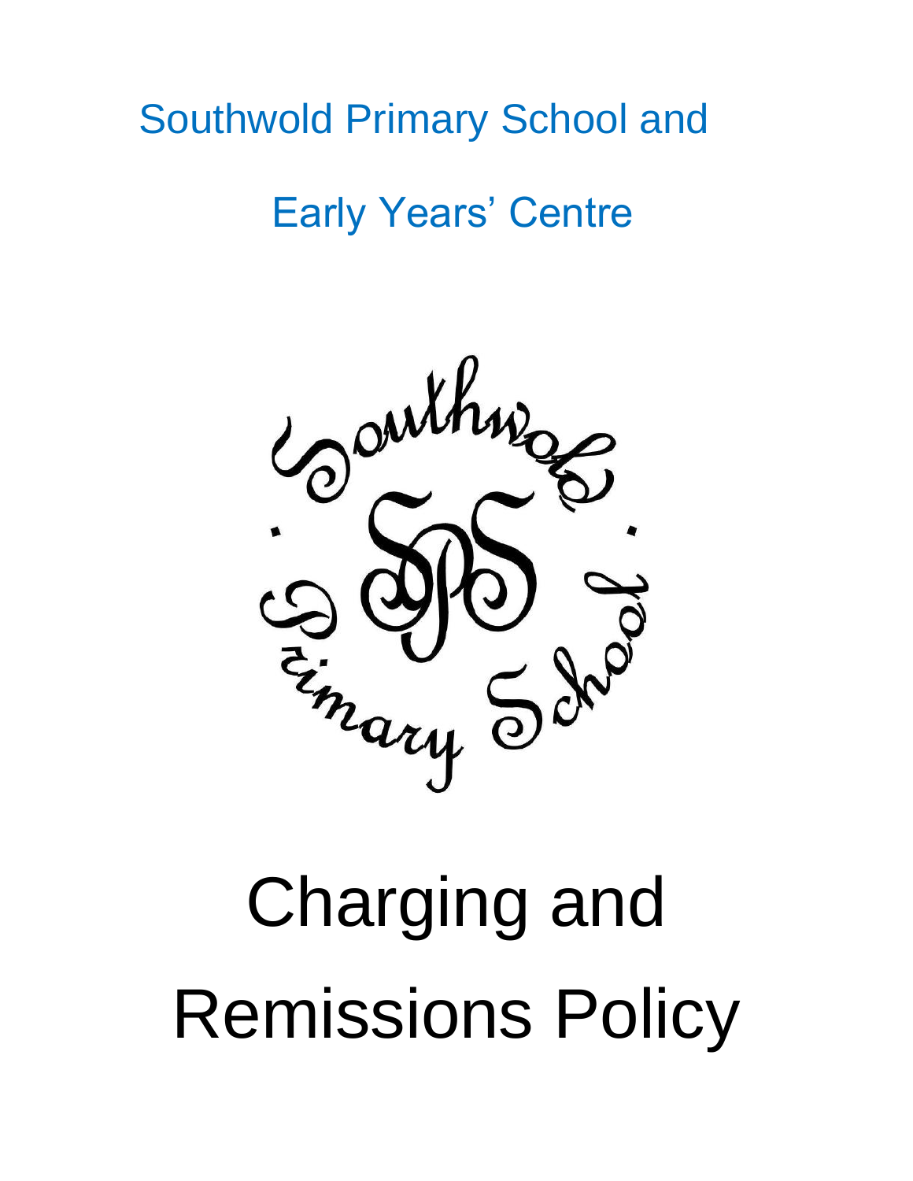# Southwold Primary School and

# Early Years' Centre

# Charging and Remissions Policy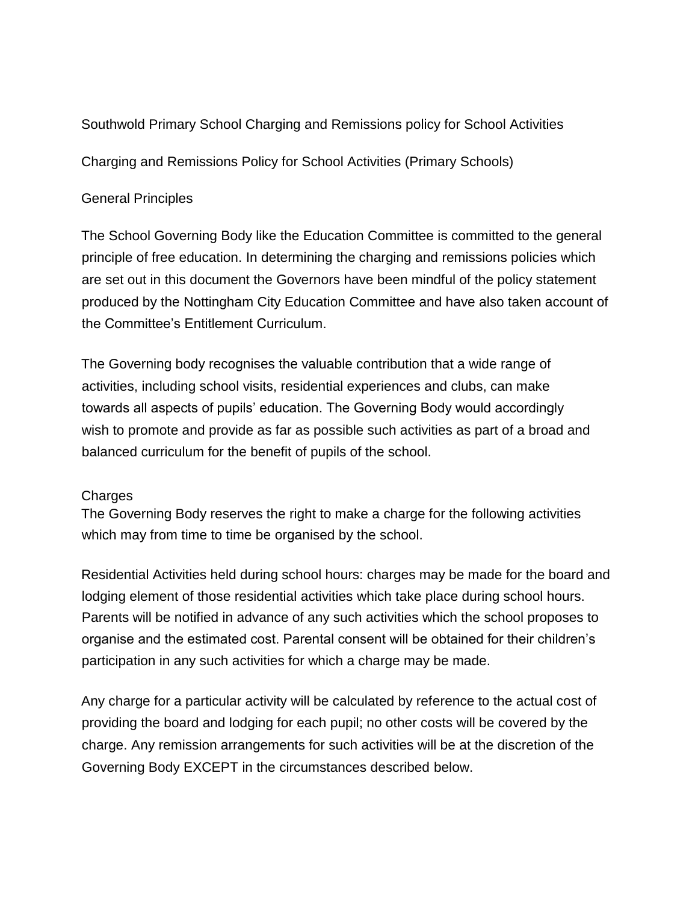Southwold Primary School Charging and Remissions policy for School Activities

Charging and Remissions Policy for School Activities (Primary Schools)

## General Principles

The School Governing Body like the Education Committee is committed to the general principle of free education. In determining the charging and remissions policies which are set out in this document the Governors have been mindful of the policy statement produced by the Nottingham City Education Committee and have also taken account of the Committee's Entitlement Curriculum.

The Governing body recognises the valuable contribution that a wide range of activities, including school visits, residential experiences and clubs, can make towards all aspects of pupils' education. The Governing Body would accordingly wish to promote and provide as far as possible such activities as part of a broad and balanced curriculum for the benefit of pupils of the school.

## Charges

The Governing Body reserves the right to make a charge for the following activities which may from time to time be organised by the school.

Residential Activities held during school hours: charges may be made for the board and lodging element of those residential activities which take place during school hours. Parents will be notified in advance of any such activities which the school proposes to organise and the estimated cost. Parental consent will be obtained for their children's participation in any such activities for which a charge may be made.

Any charge for a particular activity will be calculated by reference to the actual cost of providing the board and lodging for each pupil; no other costs will be covered by the charge. Any remission arrangements for such activities will be at the discretion of the Governing Body EXCEPT in the circumstances described below.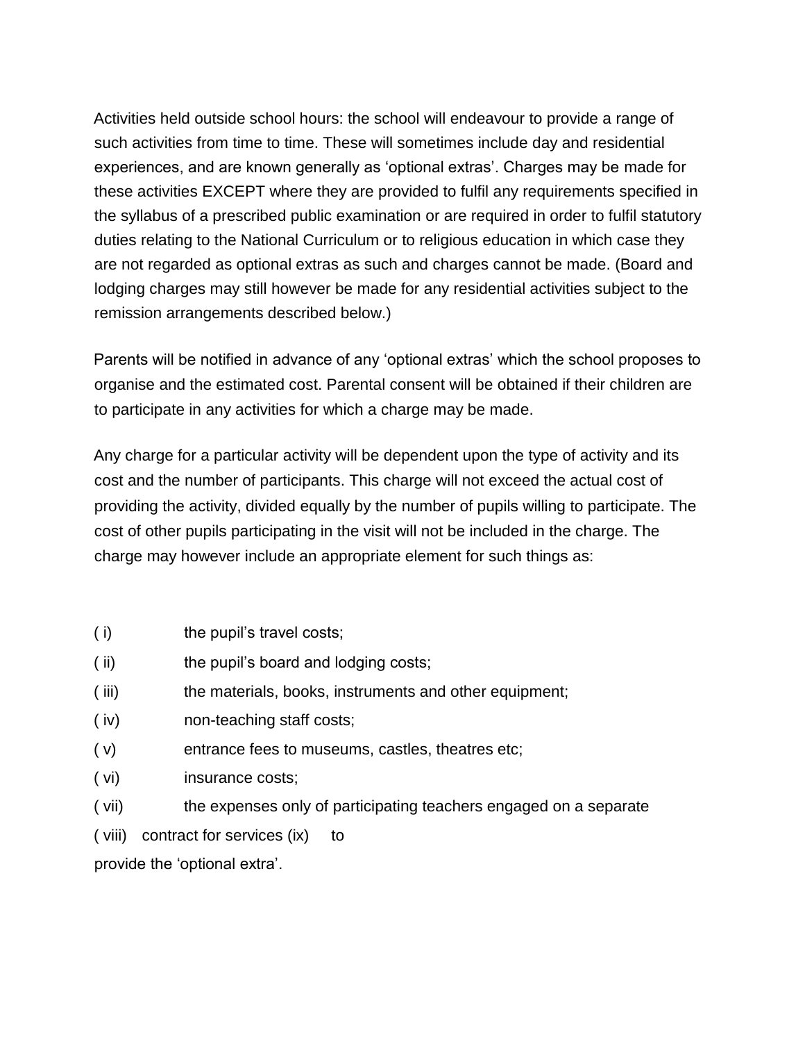Activities held outside school hours: the school will endeavour to provide a range of such activities from time to time. These will sometimes include day and residential experiences, and are known generally as 'optional extras'. Charges may be made for these activities EXCEPT where they are provided to fulfil any requirements specified in the syllabus of a prescribed public examination or are required in order to fulfil statutory duties relating to the National Curriculum or to religious education in which case they are not regarded as optional extras as such and charges cannot be made. (Board and lodging charges may still however be made for any residential activities subject to the remission arrangements described below.)

Parents will be notified in advance of any 'optional extras' which the school proposes to organise and the estimated cost. Parental consent will be obtained if their children are to participate in any activities for which a charge may be made.

Any charge for a particular activity will be dependent upon the type of activity and its cost and the number of participants. This charge will not exceed the actual cost of providing the activity, divided equally by the number of pupils willing to participate. The cost of other pupils participating in the visit will not be included in the charge. The charge may however include an appropriate element for such things as:

( i) the pupil's travel costs;

( ii) the pupil's board and lodging costs;

( iii) the materials, books, instruments and other equipment;

( iv) non-teaching staff costs;

( v) entrance fees to museums, castles, theatres etc;

( vi) insurance costs;

( vii) the expenses only of participating teachers engaged on a separate

( viii) contract for services (ix) to

provide the 'optional extra'.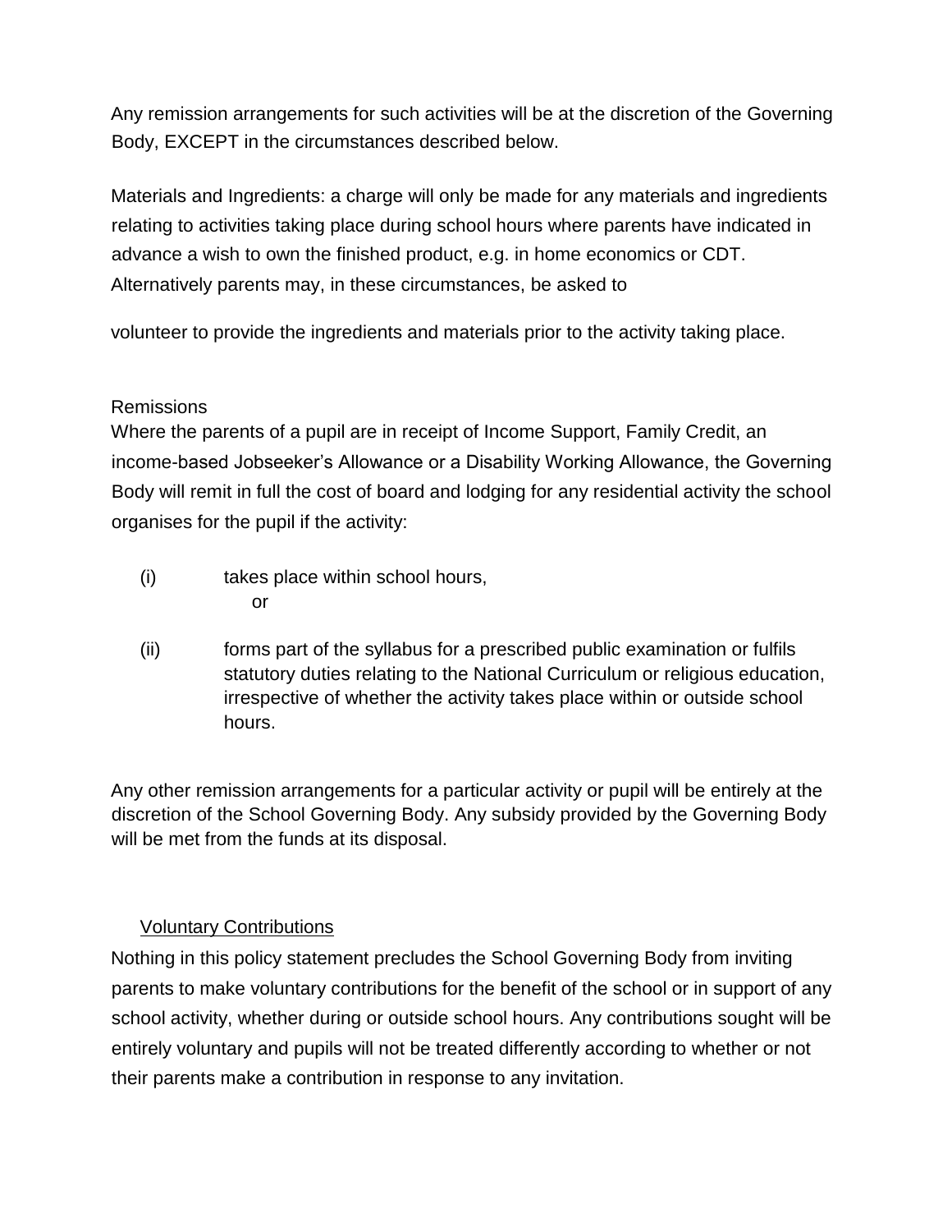Any remission arrangements for such activities will be at the discretion of the Governing Body, EXCEPT in the circumstances described below.

Materials and Ingredients: a charge will only be made for any materials and ingredients relating to activities taking place during school hours where parents have indicated in advance a wish to own the finished product, e.g. in home economics or CDT. Alternatively parents may, in these circumstances, be asked to volunteer to provide the ingredients and materials prior to the activity taking place.

Remissions

Where the parents of a pupil are in receipt of Income Support, Family Credit, an income-based Jobseeker's Allowance or a Disability Working Allowance, the Governing Body will remit in full the cost of board and lodging for any residential activity the school organises for the pupil if the activity:

(i) takes place within school hours,

or

(ii) forms part of the syllabus for a prescribed public examination or fulfils statutory duties relating to the National Curriculum or religious education, irrespective of whether the activity takes place within or outside school hours.

Any other remission arrangements for a particular activity or pupil will be entirely at the discretion of the School Governing Body. Any subsidy provided by the Governing Body will be met from the funds at its disposal.

<u>Voluntary Contributions</u>

Nothing in this policy statement precludes the School Governing Body from inviting parents to make voluntary contributions for the benefit of the school or in support of any school activity, whether during or outside school hours. Any contributions sought will be entirely voluntary and pupils will not be treated differently according to whether or not their parents make a contribution in response to any invitation.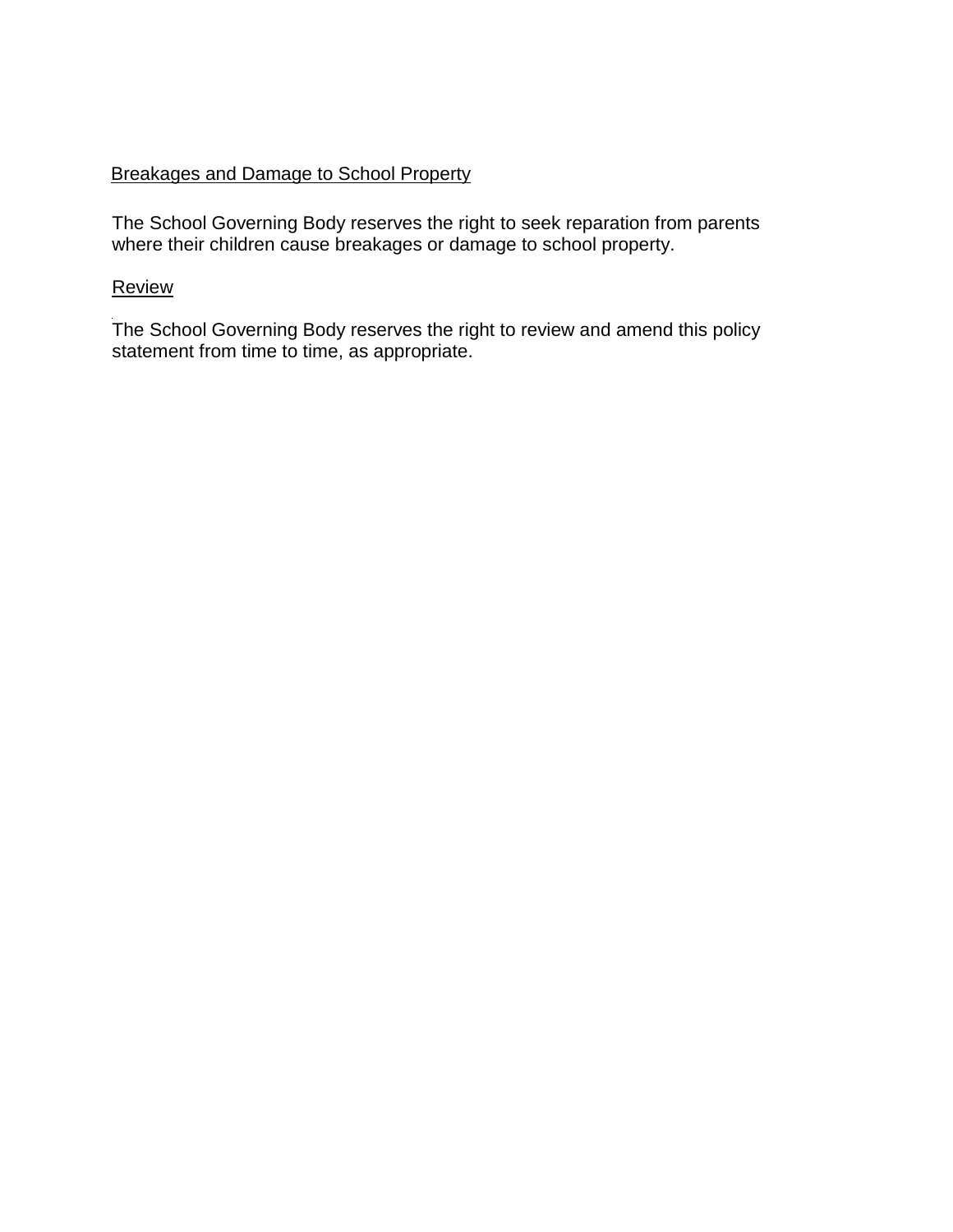## Breakages and Damage to School Property

The School Governing Body reserves the right to seek reparation from parents where their children cause breakages or damage to school property.

## Review

The School Governing Body reserves the right to review and amend this policy statement from time to time, as appropriate.